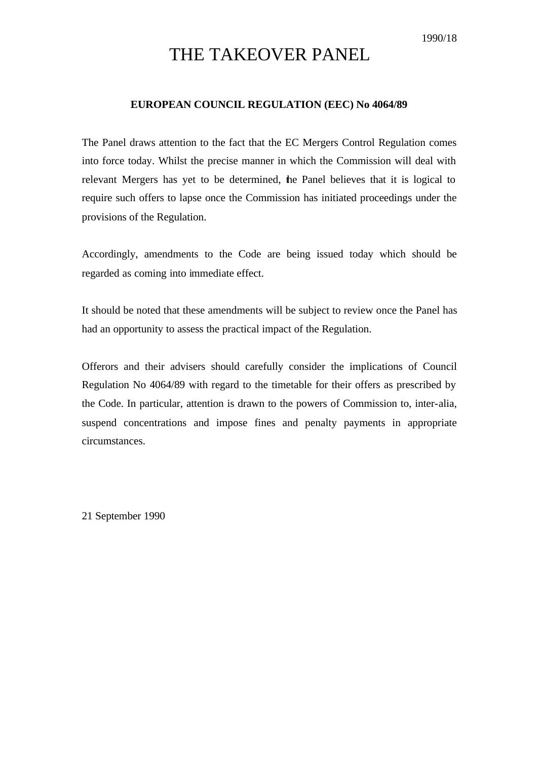1990/18

# THE TAKEOVER PANEL

## EUROPEAN COUNCIL REGULATION (EEC) No 4064/89

The Panel draws attention to the fact that the EC Mergers Control Regulation comes into force today. Whilst the precise manner in which the Commission will deal with relevant Mergers has yet to be determined, the Panel believes that it is logical to require such offers to lapse once the Commission has initiated proceedings under the provisions of the Regulation.

Accordingly, amendments to the Code are being issued today which should be regarded as coming into immediate effect.

It should be noted that these amendments will be subject to review once the Panel has had an opportunity to assess the practical impact of the Regulation.

Offerors and their advisers should carefully consider the implications of Council Regulation No 4064/89 with regard to the timetable for their offers as prescribed by the Code. In particular, attention is drawn to the powers of Commission to, inter-alia, suspend concentrations and impose fines and penalty payments in appropriate circumstances.

21 September 1990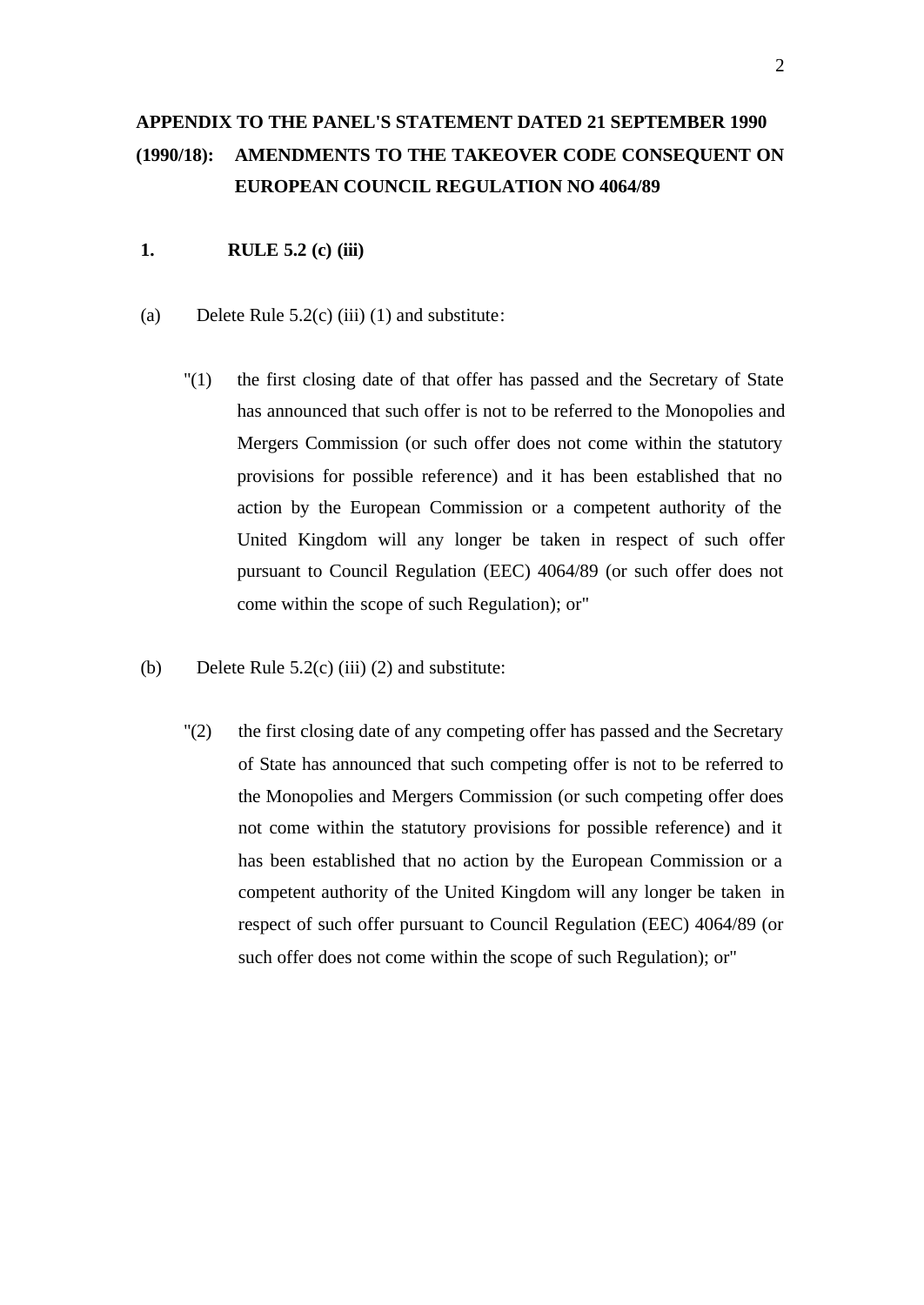**APPENDIX TO THE PANEL'S STATEMENT DATED 21 SEPTEMBER 1990 (1990/18): AMENDMENTS TO THE TAKEOVER CODE CONSEQUENT ON EUROPEAN COUNCIL REGULATION NO 4064/89**

## 1. RULE 5.2 (c) (iii)

(a) Delete Rule 5.2(c) (iii) (1) and substitute:

> "(1) the first closing date of that offer has passed and the Secretary of State has announced that such offer is not to be referred to the Monopolies and Mergers Commission (or such offer does not come within the statutory provisions for possible reference) and it has been established that no action by the European Commission or a competent authority of the United Kingdom will any longer be taken in respect of such offer pursuant to Council Regulation (EEC) 4064/89 (or such offer does not come within the scope of such Regulation); or"

(b) Delete Rule 5.2(c) (iii) (2) and substitute:

> "(2) the first closing date of any competing offer has passed and the Secretary of State has announced that such competing offer is not to be referred to the Monopolies and Mergers Commission (or such competing offer does not come within the statutory provisions for possible reference) and it has been established that no action by the European Commission or a competent authority of the United Kingdom will any longer be taken in respect of such offer pursuant to Council Regulation (EEC) 4064/89 (or such offer does not come within the scope of such Regulation); or"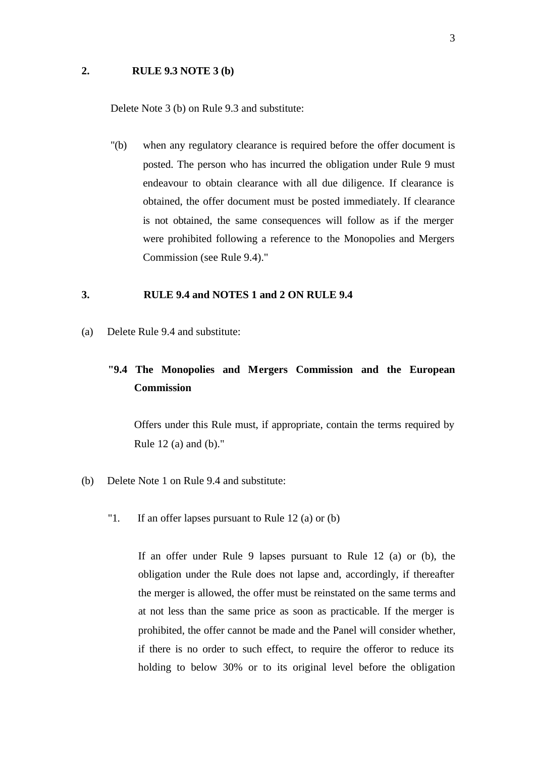## 2. RULE 9.3 NOTE 3 (b)

Delete Note 3 (b) on Rule 9.3 and substitute:

"(b) when any regulatory clearance is required before the offer document is posted. The person who has incurred the obligation under Rule 9 must endeavour to obtain clearance with all due diligence. If clearance is obtained, the offer document must be posted immediately. If clearance is not obtained, the same consequences will follow as if the merger were prohibited following a reference to the Monopolies and Mergers Commission (see Rule 9.4)."

## 3. RULE 9.4 and NOTES 1 and 2 ON RULE 9.4

(a) Delete Rule 9.4 and substitute:

**"9.4 The Monopolies and Mergers Commission and the European Commission**

Offers under this Rule must, if appropriate, contain the terms required by Rule 12 (a) and (b)."

(b) Delete Note 1 on Rule 9.4 and substitute:

"1. If an offer lapses pursuant to Rule 12 (a) or (b)

If an offer under Rule 9 lapses pursuant to Rule 12 (a) or (b), the obligation under the Rule does not lapse and, accordingly, if thereafter the merger is allowed, the offer must be reinstated on the same terms and at not less than the same price as soon as practicable. If the merger is prohibited, the offer cannot be made and the Panel will consider whether, if there is no order to such effect, to require the offeror to reduce its holding to below 30% or to its original level before the obligation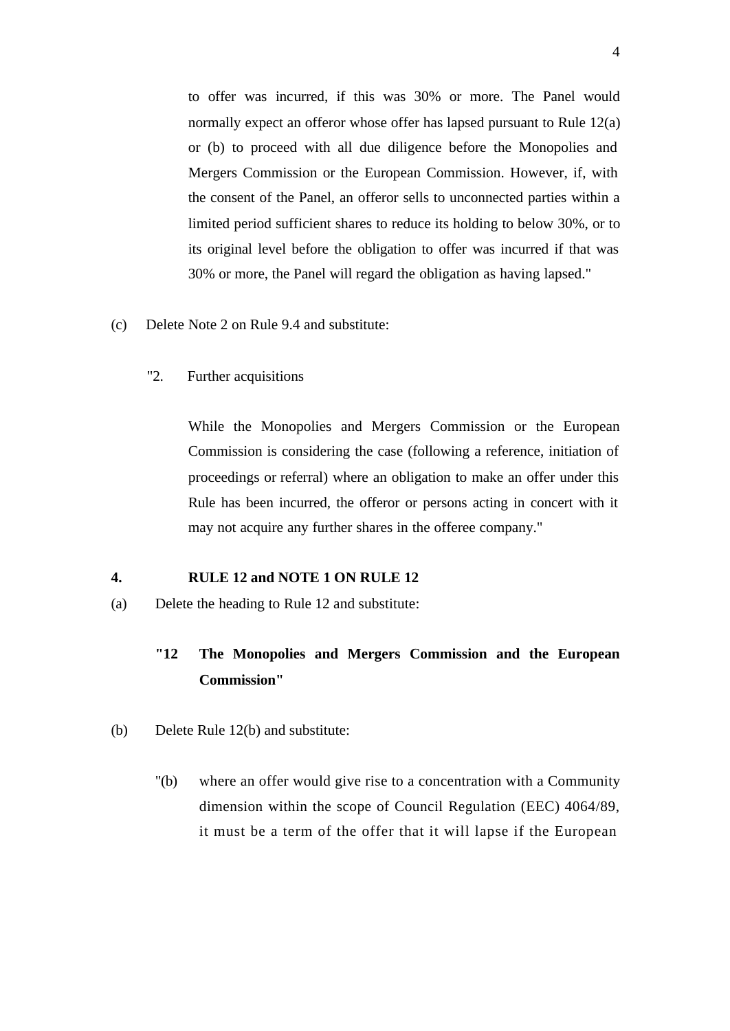to offer was incurred, if this was 30% or more. The Panel would normally expect an offeror whose offer has lapsed pursuant to Rule 12(a) or (b) to proceed with all due diligence before the Monopolies and Mergers Commission or the European Commission. However, if, with the consent of the Panel, an offeror sells to unconnected parties within a limited period sufficient shares to reduce its holding to below 30%, or to its original level before the obligation to offer was incurred if that was 30% or more, the Panel will regard the obligation as having lapsed."

(c) Delete Note 2 on Rule 9.4 and substitute:

"2. Further acquisitions

While the Monopolies and Mergers Commission or the European Commission is considering the case (following a reference, initiation of proceedings or referral) where an obligation to make an offer under this Rule has been incurred, the offeror or persons acting in concert with it may not acquire any further shares in the offeree company."

**4. RULE 12 and NOTE 1 ON RULE 12**

(a) Delete the heading to Rule 12 and substitute:

**"12 The Monopolies and Mergers Commission and the European Commission"**

(b) Delete Rule 12(b) and substitute:

"(b) where an offer would give rise to a concentration with a Community dimension within the scope of Council Regulation (EEC) 4064/89, it must be a term of the offer that it will lapse if the European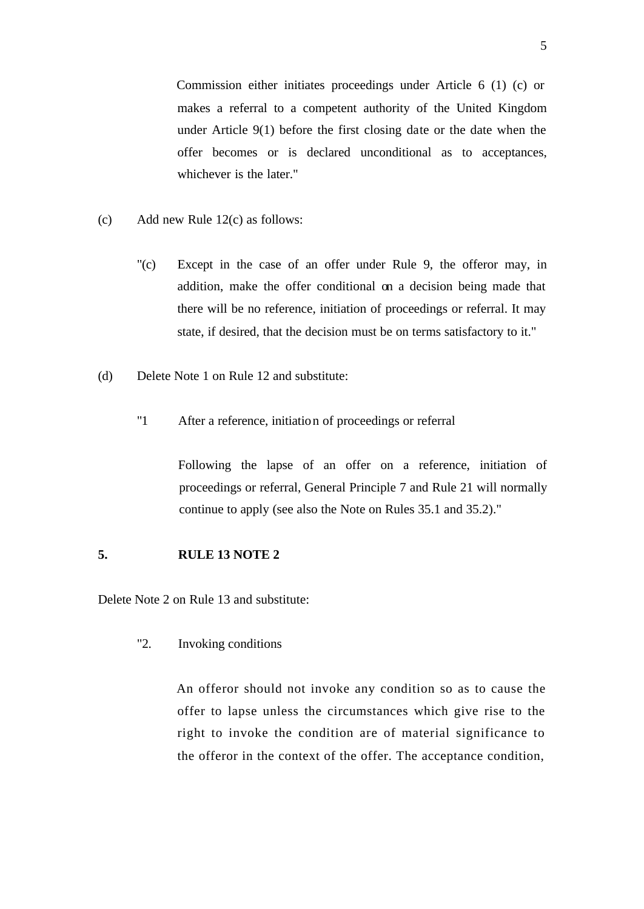Commission either initiates proceedings under Article 6 (1) (c) or makes a referral to a competent authority of the United Kingdom under Article 9(1) before the first closing date or the date when the offer becomes or is declared unconditional as to acceptances, whichever is the later."

(c) Add new Rule 12(c) as follows:

> "(c) Except in the case of an offer under Rule 9, the offeror may, in addition, make the offer conditional on a decision being made that there will be no reference, initiation of proceedings or referral. It may state, if desired, that the decision must be on terms satisfactory to it."

(d) Delete Note 1 on Rule 12 and substitute:

> "1 After a reference, initiation of proceedings or referral
>
> Following the lapse of an offer on a reference, initiation of proceedings or referral, General Principle 7 and Rule 21 will normally continue to apply (see also the Note on Rules 35.1 and 35.2)."

## 5. RULE 13 NOTE 2

Delete Note 2 on Rule 13 and substitute:

> "2. Invoking conditions
>
> An offeror should not invoke any condition so as to cause the offer to lapse unless the circumstances which give rise to the right to invoke the condition are of material significance to the offeror in the context of the offer. The acceptance condition,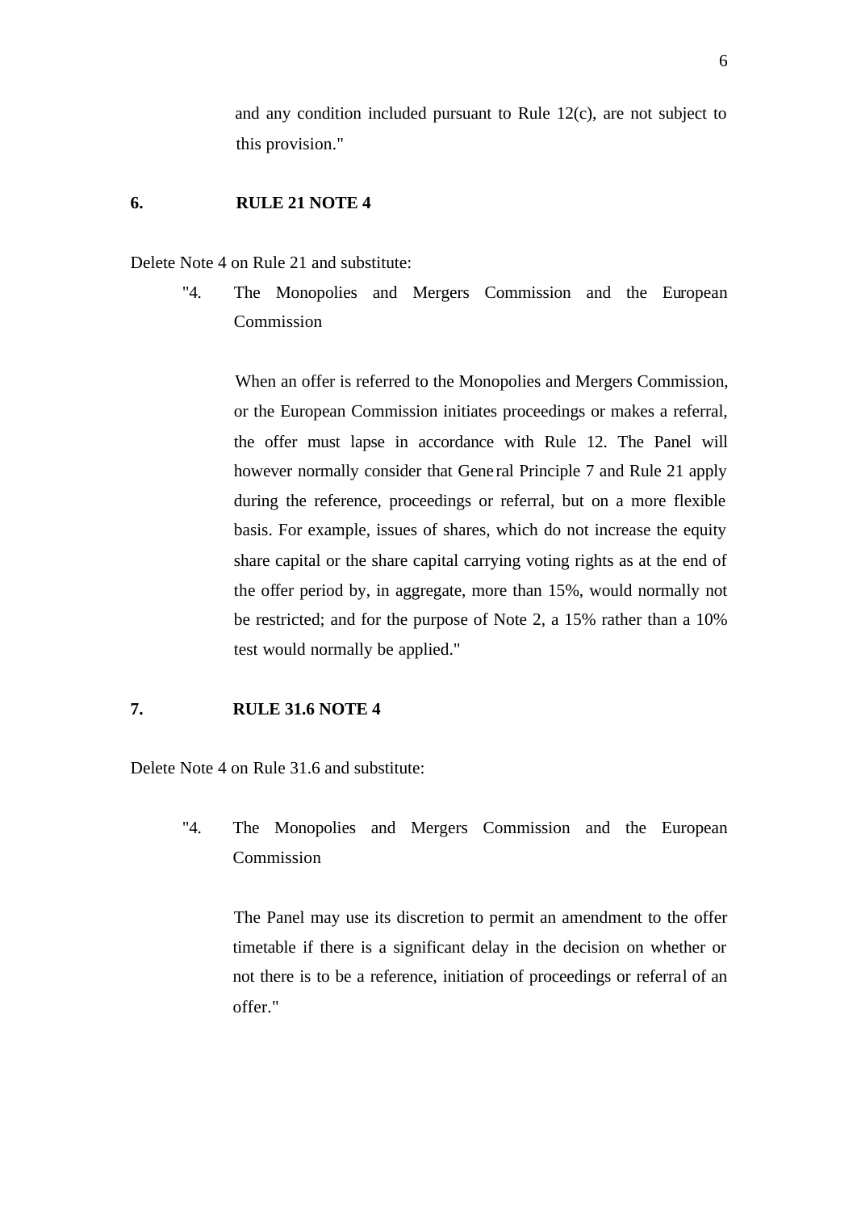and any condition included pursuant to Rule 12(c), are not subject to this provision."

**6. RULE 21 NOTE 4**

Delete Note 4 on Rule 21 and substitute:

"4. The Monopolies and Mergers Commission and the European Commission

When an offer is referred to the Monopolies and Mergers Commission, or the European Commission initiates proceedings or makes a referral, the offer must lapse in accordance with Rule 12. The Panel will however normally consider that General Principle 7 and Rule 21 apply during the reference, proceedings or referral, but on a more flexible basis. For example, issues of shares, which do not increase the equity share capital or the share capital carrying voting rights as at the end of the offer period by, in aggregate, more than 15%, would normally not be restricted; and for the purpose of Note 2, a 15% rather than a 10% test would normally be applied."

**7. RULE 31.6 NOTE 4**

Delete Note 4 on Rule 31.6 and substitute:

"4. The Monopolies and Mergers Commission and the European Commission

The Panel may use its discretion to permit an amendment to the offer timetable if there is a significant delay in the decision on whether or not there is to be a reference, initiation of proceedings or referral of an offer."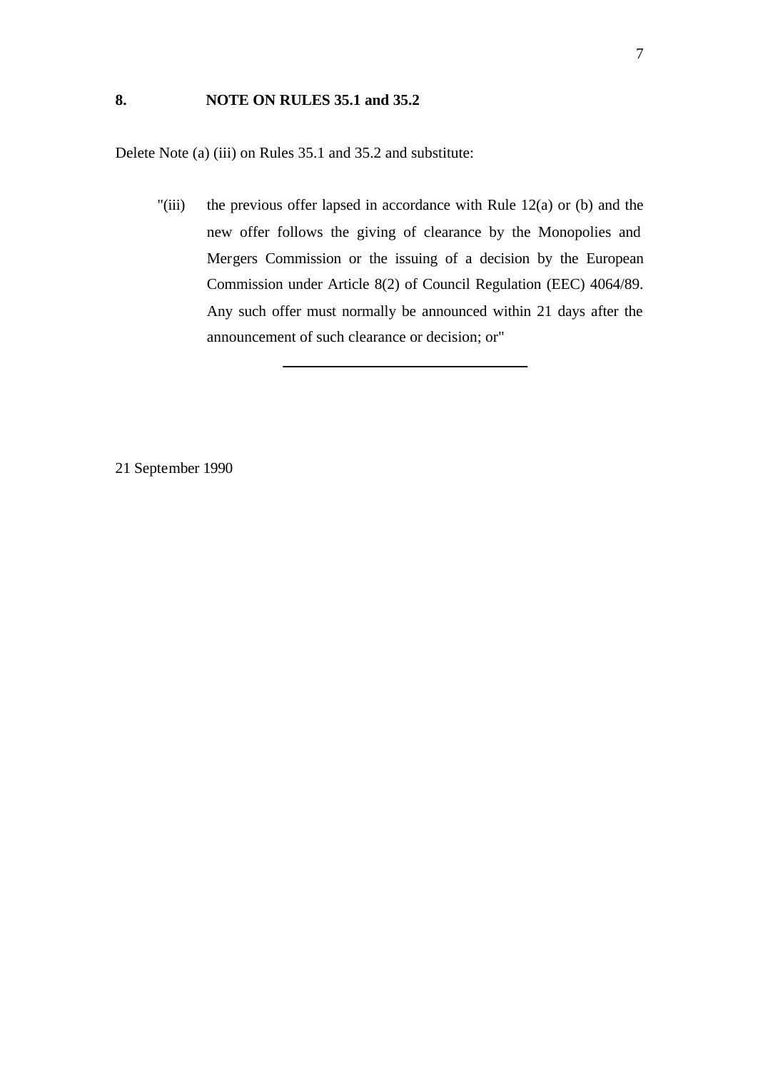## 8. NOTE ON RULES 35.1 and 35.2

Delete Note (a) (iii) on Rules 35.1 and 35.2 and substitute:

> "(iii) the previous offer lapsed in accordance with Rule 12(a) or (b) and the new offer follows the giving of clearance by the Monopolies and Mergers Commission or the issuing of a decision by the European Commission under Article 8(2) of Council Regulation (EEC) 4064/89. Any such offer must normally be announced within 21 days after the announcement of such clearance or decision; or"

---

21 September 1990